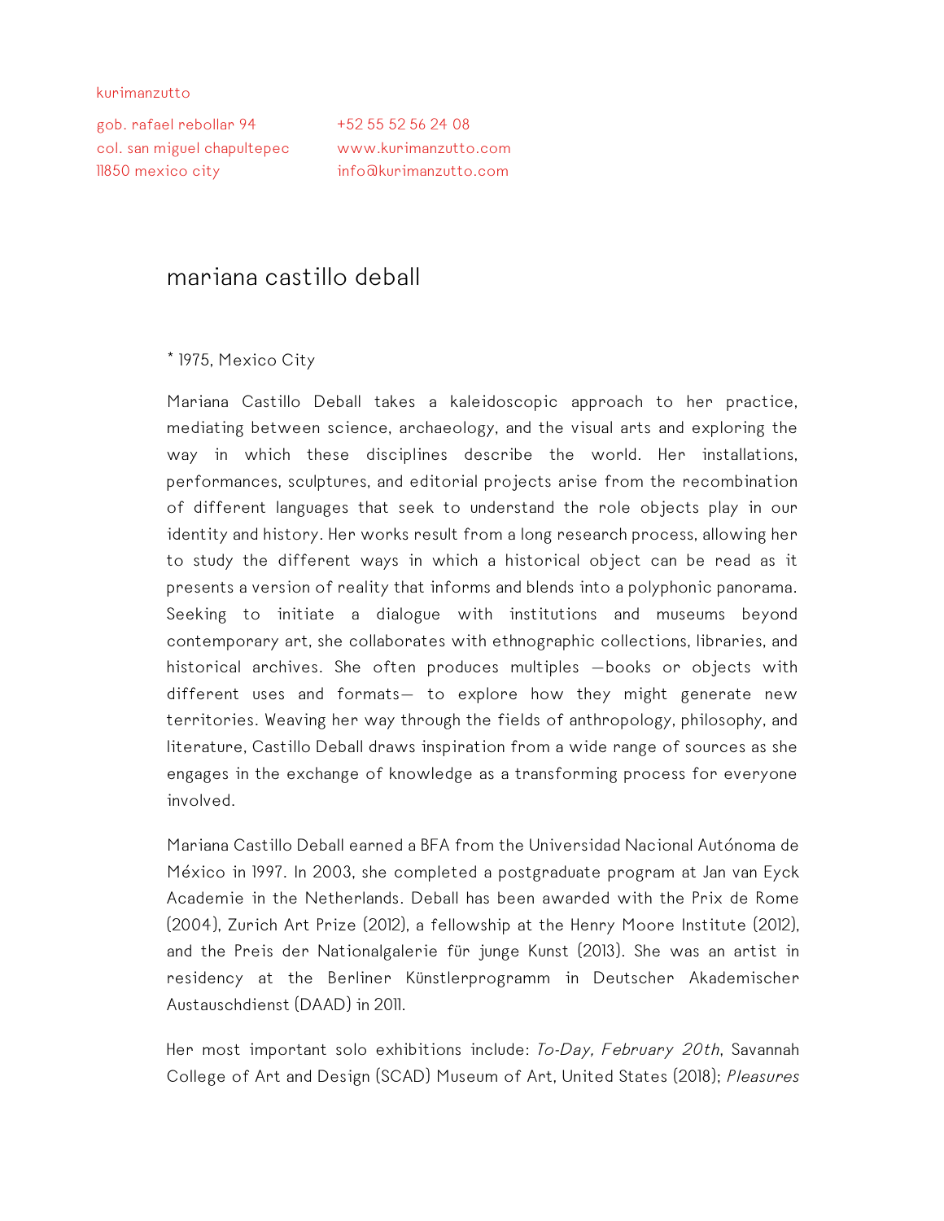kurimanzutto

gob. rafael rebollar 94
col. san miguel chapultepec
11850 mexico city

+52 55 52 56 24 08
www.kurimanzutto.com
info@kurimanzutto.com

# mariana castillo deball

* 1975, Mexico City

Mariana Castillo Deball takes a kaleidoscopic approach to her practice, mediating between science, archaeology, and the visual arts and exploring the way in which these disciplines describe the world. Her installations, performances, sculptures, and editorial projects arise from the recombination of different languages that seek to understand the role objects play in our identity and history. Her works result from a long research process, allowing her to study the different ways in which a historical object can be read as it presents a version of reality that informs and blends into a polyphonic panorama. Seeking to initiate a dialogue with institutions and museums beyond contemporary art, she collaborates with ethnographic collections, libraries, and historical archives. She often produces multiples —books or objects with different uses and formats— to explore how they might generate new territories. Weaving her way through the fields of anthropology, philosophy, and literature, Castillo Deball draws inspiration from a wide range of sources as she engages in the exchange of knowledge as a transforming process for everyone involved.

Mariana Castillo Deball earned a BFA from the Universidad Nacional Autónoma de México in 1997. In 2003, she completed a postgraduate program at Jan van Eyck Academie in the Netherlands. Deball has been awarded with the Prix de Rome (2004), Zurich Art Prize (2012), a fellowship at the Henry Moore Institute (2012), and the Preis der Nationalgalerie für junge Kunst (2013). She was an artist in residency at the Berliner Künstlerprogramm in Deutscher Akademischer Austauschdienst (DAAD) in 2011.

Her most important solo exhibitions include: *To-Day, February 20th*, Savannah College of Art and Design (SCAD) Museum of Art, United States (2018); *Pleasures*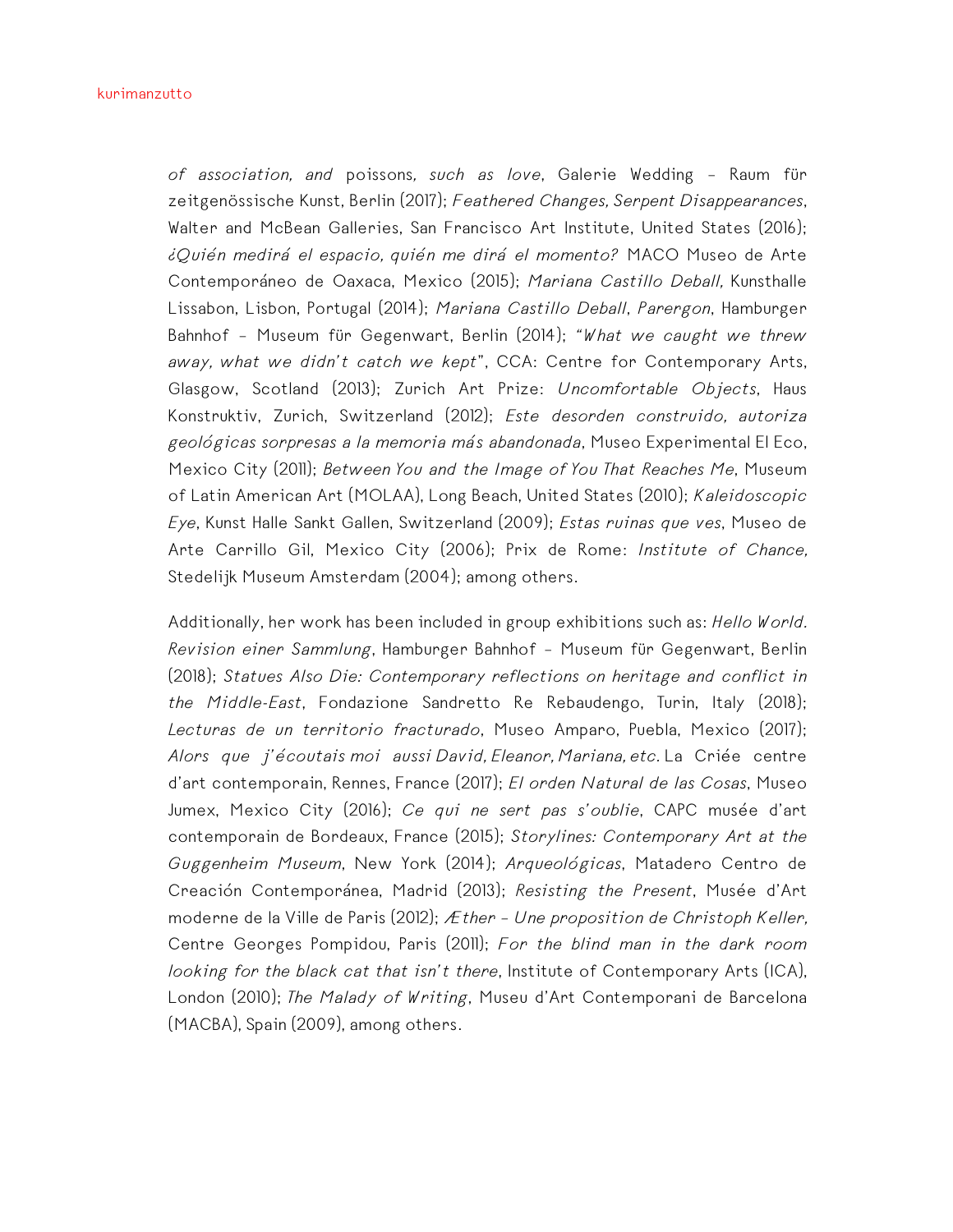*of association, and* poissons*, such as love*, Galerie Wedding – Raum für zeitgenössische Kunst, Berlin (2017); *Feathered Changes, Serpent Disappearances*, Walter and McBean Galleries, San Francisco Art Institute, United States (2016); *¿Quién medirá el espacio, quién me dirá el momento?* MACO Museo de Arte Contemporáneo de Oaxaca, Mexico (2015); *Mariana Castillo Deball,* Kunsthalle Lissabon, Lisbon, Portugal (2014); *Mariana Castillo Deball*, *Parergon*, Hamburger Bahnhof – Museum für Gegenwart, Berlin (2014); *"What we caught we threw away, what we didn't catch we kept"*, CCA: Centre for Contemporary Arts, Glasgow, Scotland (2013); Zurich Art Prize: *Uncomfortable Objects*, Haus Konstruktiv, Zurich, Switzerland (2012); *Este desorden construido, autoriza geológicas sorpresas a la memoria más abandonada*, Museo Experimental El Eco, Mexico City (2011); *Between You and the Image of You That Reaches Me*, Museum of Latin American Art (MOLAA), Long Beach, United States (2010); *Kaleidoscopic Eye*, Kunst Halle Sankt Gallen, Switzerland (2009); *Estas ruinas que ves*, Museo de Arte Carrillo Gil, Mexico City (2006); Prix de Rome: *Institute of Chance,* Stedelijk Museum Amsterdam (2004); among others.

Additionally, her work has been included in group exhibitions such as: *Hello World. Revision einer Sammlung*, Hamburger Bahnhof – Museum für Gegenwart, Berlin (2018); *Statues Also Die: Contemporary reflections on heritage and conflict in the Middle-East*, Fondazione Sandretto Re Rebaudengo, Turin, Italy (2018); *Lecturas de un territorio fracturado*, Museo Amparo, Puebla, Mexico (2017); *Alors que j'écoutais moi aussi David, Eleanor, Mariana, etc.* La Criée centre d'art contemporain, Rennes, France (2017); *El orden Natural de las Cosas*, Museo Jumex, Mexico City (2016); *Ce qui ne sert pas s'oublie*, CAPC musée d'art contemporain de Bordeaux, France (2015); *Storylines: Contemporary Art at the Guggenheim Museum*, New York (2014); *Arqueológicas*, Matadero Centro de Creación Contemporánea, Madrid (2013); *Resisting the Present*, Musée d'Art moderne de la Ville de Paris (2012); *Æther – Une proposition de Christoph Keller,* Centre Georges Pompidou, Paris (2011); *For the blind man in the dark room looking for the black cat that isn't there*, Institute of Contemporary Arts (ICA), London (2010); *The Malady of Writing*, Museu d'Art Contemporani de Barcelona (MACBA), Spain (2009), among others.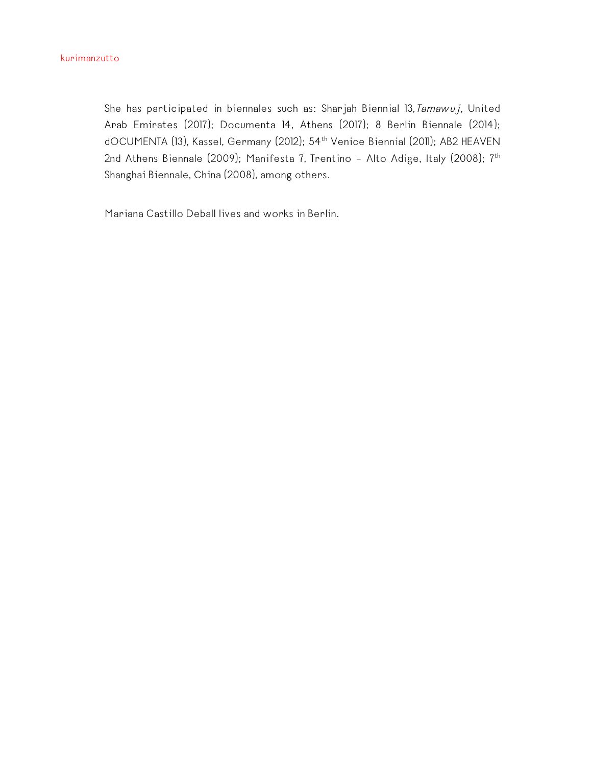She has participated in biennales such as: Sharjah Biennial 13, *Tamawuj*, United Arab Emirates (2017); Documenta 14, Athens (2017); 8 Berlin Biennale (2014); dOCUMENTA (13), Kassel, Germany (2012); 54th Venice Biennial (2011); AB2 HEAVEN 2nd Athens Biennale (2009); Manifesta 7, Trentino – Alto Adige, Italy (2008); 7th Shanghai Biennale, China (2008), among others.

Mariana Castillo Deball lives and works in Berlin.